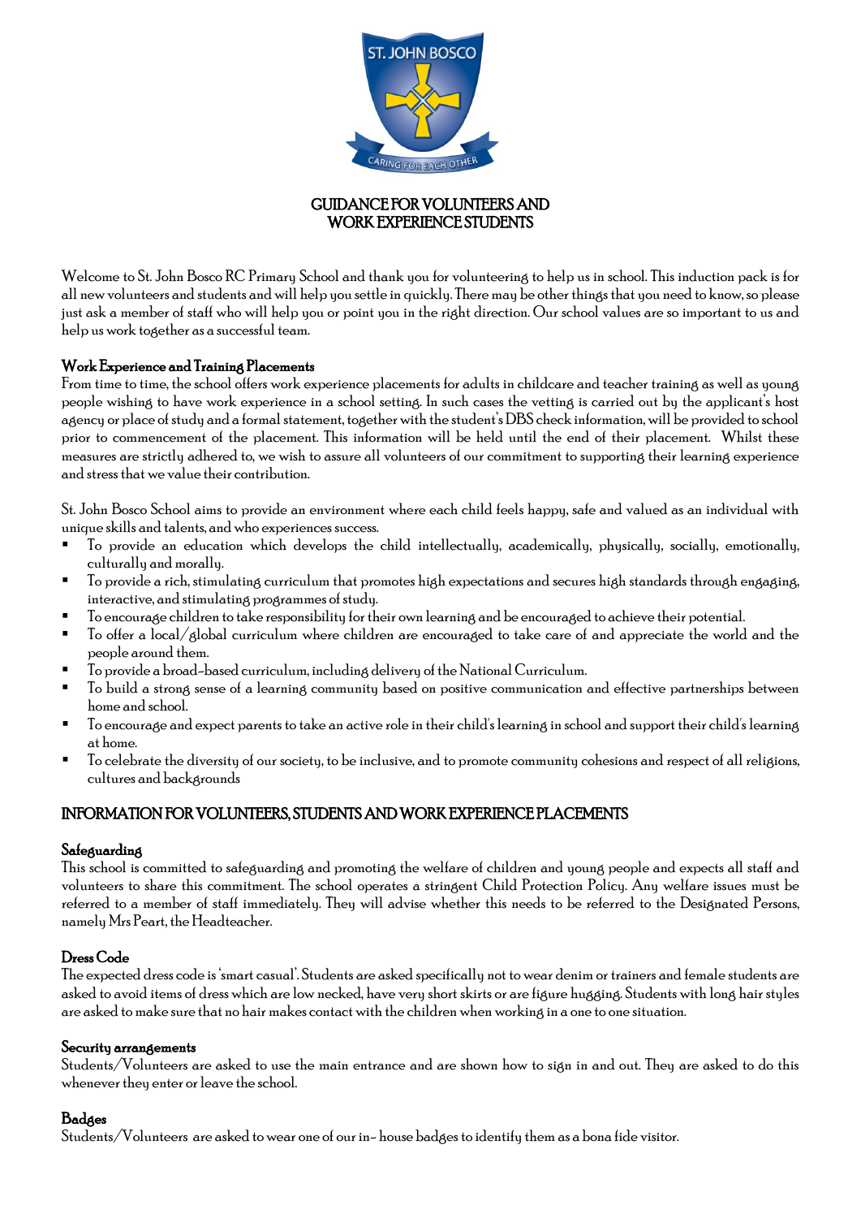# GUIDANCE FOR VOLUNTEERS AND WORK EXPERIENCE STUDENTS

Welcome to St. John Bosco RC Primary School and thank you for volunteering to help us in school. This induction pack is for all new volunteers and students and will help you settle in quickly. There may be other things that you need to know, so please just ask a member of staff who will help you or point you in the right direction. Our school values are so important to us and help us work together as a successful team.

### Work Experience and Training Placements

From time to time, the school offers work experience placements for adults in childcare and teacher training as well as young people wishing to have work experience in a school setting. In such cases the vetting is carried out by the applicant's host agency or place of study and a formal statement, together with the student's DBS check information, will be provided to school prior to commencement of the placement. This information will be held until the end of their placement. Whilst these measures are strictly adhered to, we wish to assure all volunteers of our commitment to supporting their learning experience and stress that we value their contribution.

St. John Bosco School aims to provide an environment where each child feels happy, safe and valued as an individual with unique skills and talents, and who experiences success.

- To provide an education which develops the child intellectually, academically, physically, socially, emotionally, culturally and morally.
- To provide a rich, stimulating curriculum that promotes high expectations and secures high standards through engaging, interactive, and stimulating programmes of study.
- To encourage children to take responsibility for their own learning and be encouraged to achieve their potential.
- To offer a local/global curriculum where children are encouraged to take care of and appreciate the world and the people around them.
- To provide a broad-based curriculum, including delivery of the National Curriculum.
- To build a strong sense of a learning community based on positive communication and effective partnerships between home and school.
- To encourage and expect parents to take an active role in their child's learning in school and support their child's learning at home.
- To celebrate the diversity of our society, to be inclusive, and to promote community cohesions and respect of all religions, cultures and backgrounds

## INFORMATION FOR VOLUNTEERS, STUDENTS AND WORK EXPERIENCE PLACEMENTS

### Safeguarding

This school is committed to safeguarding and promoting the welfare of children and young people and expects all staff and volunteers to share this commitment. The school operates a stringent Child Protection Policy. Any welfare issues must be referred to a member of staff immediately. They will advise whether this needs to be referred to the Designated Persons, namely Mrs Peart, the Headteacher.

### Dress Code

The expected dress code is 'smart casual'. Students are asked specifically not to wear denim or trainers and female students are asked to avoid items of dress which are low necked, have very short skirts or are figure hugging. Students with long hair styles are asked to make sure that no hair makes contact with the children when working in a one to one situation.

### Security arrangements

Students/Volunteers are asked to use the main entrance and are shown how to sign in and out. They are asked to do this whenever they enter or leave the school.

### Badges

Students/Volunteers are asked to wear one of our in- house badges to identify them as a bona fide visitor.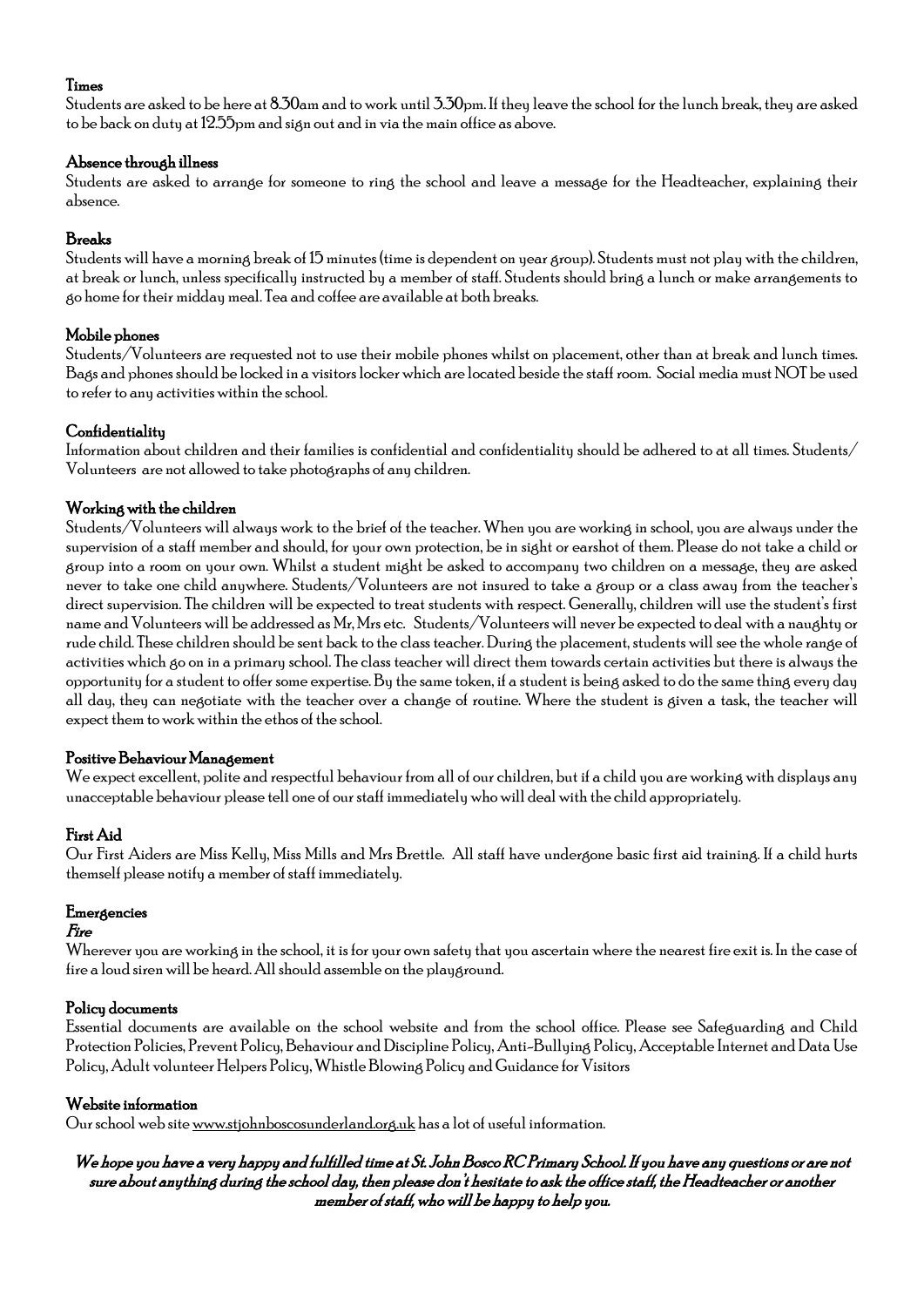**Times**

Students are asked to be here at 8.30am and to work until 3.30pm. If they leave the school for the lunch break, they are asked to be back on duty at 12.55pm and sign out and in via the main office as above.

**Absence through illness**

Students are asked to arrange for someone to ring the school and leave a message for the Headteacher, explaining their absence.

**Breaks**

Students will have a morning break of 15 minutes (time is dependent on year group). Students must not play with the children, at break or lunch, unless specifically instructed by a member of staff. Students should bring a lunch or make arrangements to go home for their midday meal. Tea and coffee are available at both breaks.

**Mobile phones**

Students/Volunteers are requested not to use their mobile phones whilst on placement, other than at break and lunch times. Bags and phones should be locked in a visitors locker which are located beside the staff room. Social media must NOT be used to refer to any activities within the school.

**Confidentiality**

Information about children and their families is confidential and confidentiality should be adhered to at all times. Students/ Volunteers are not allowed to take photographs of any children.

**Working with the children**

Students/Volunteers will always work to the brief of the teacher. When you are working in school, you are always under the supervision of a staff member and should, for your own protection, be in sight or earshot of them. Please do not take a child or group into a room on your own. Whilst a student might be asked to accompany two children on a message, they are asked never to take one child anywhere. Students/Volunteers are not insured to take a group or a class away from the teacher's direct supervision. The children will be expected to treat students with respect. Generally, children will use the student's first name and Volunteers will be addressed as Mr, Mrs etc. Students/Volunteers will never be expected to deal with a naughty or rude child. These children should be sent back to the class teacher. During the placement, students will see the whole range of activities which go on in a primary school. The class teacher will direct them towards certain activities but there is always the opportunity for a student to offer some expertise. By the same token, if a student is being asked to do the same thing every day all day, they can negotiate with the teacher over a change of routine. Where the student is given a task, the teacher will expect them to work within the ethos of the school.

**Positive Behaviour Management**

We expect excellent, polite and respectful behaviour from all of our children, but if a child you are working with displays any unacceptable behaviour please tell one of our staff immediately who will deal with the child appropriately.

**First Aid**

Our First Aiders are Miss Kelly, Miss Mills and Mrs Brettle. All staff have undergone basic first aid training. If a child hurts themself please notify a member of staff immediately.

**Emergencies**

***Fire***

Wherever you are working in the school, it is for your own safety that you ascertain where the nearest fire exit is. In the case of fire a loud siren will be heard. All should assemble on the playground.

**Policy documents**

Essential documents are available on the school website and from the school office. Please see Safeguarding and Child Protection Policies, Prevent Policy, Behaviour and Discipline Policy, Anti-Bullying Policy, Acceptable Internet and Data Use Policy, Adult volunteer Helpers Policy, Whistle Blowing Policy and Guidance for Visitors

**Website information**

Our school web site www.stjohnboscosunderland.org.uk has a lot of useful information.

***We hope you have a very happy and fulfilled time at St. John Bosco RC Primary School. If you have any questions or are not sure about anything during the school day, then please don't hesitate to ask the office staff, the Headteacher or another member of staff, who will be happy to help you.***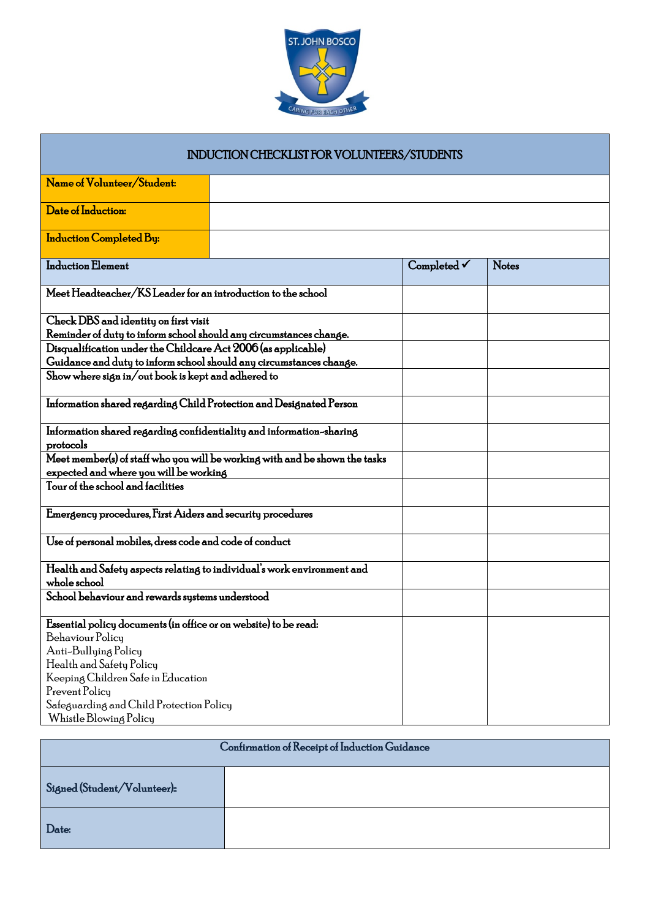ST. JOHN BOSCO

CARING FOR EACH OTHER

| INDUCTION CHECKLIST FOR VOLUNTEERS/STUDENTS | | |
|---|---|---|
| Name of Volunteer/Student: | | |
| Date of Induction: | | |
| Induction Completed By: | | |
| **Induction Element** | **Completed ✓** | **Notes** |
| Meet Headteacher/KS Leader for an introduction to the school | | |
| Check DBS and identity on first visit<br>Reminder of duty to inform school should any circumstances change. | | |
| Disqualification under the Childcare Act 2006 (as applicable)<br>Guidance and duty to inform school should any circumstances change. | | |
| Show where sign in/out book is kept and adhered to | | |
| Information shared regarding Child Protection and Designated Person | | |
| Information shared regarding confidentiality and information-sharing protocols | | |
| Meet member(s) of staff who you will be working with and be shown the tasks expected and where you will be working | | |
| Tour of the school and facilities | | |
| Emergency procedures, First Aiders and security procedures | | |
| Use of personal mobiles, dress code and code of conduct | | |
| Health and Safety aspects relating to individual's work environment and whole school | | |
| School behaviour and rewards systems understood | | |
| Essential policy documents (in office or on website) to be read:<br>Behaviour Policy<br>Anti-Bullying Policy<br>Health and Safety Policy<br>Keeping Children Safe in Education<br>Prevent Policy<br>Safeguarding and Child Protection Policy<br>Whistle Blowing Policy | | |

| Confirmation of Receipt of Induction Guidance | |
|---|---|
| Signed (Student/Volunteer): | |
| Date: | |